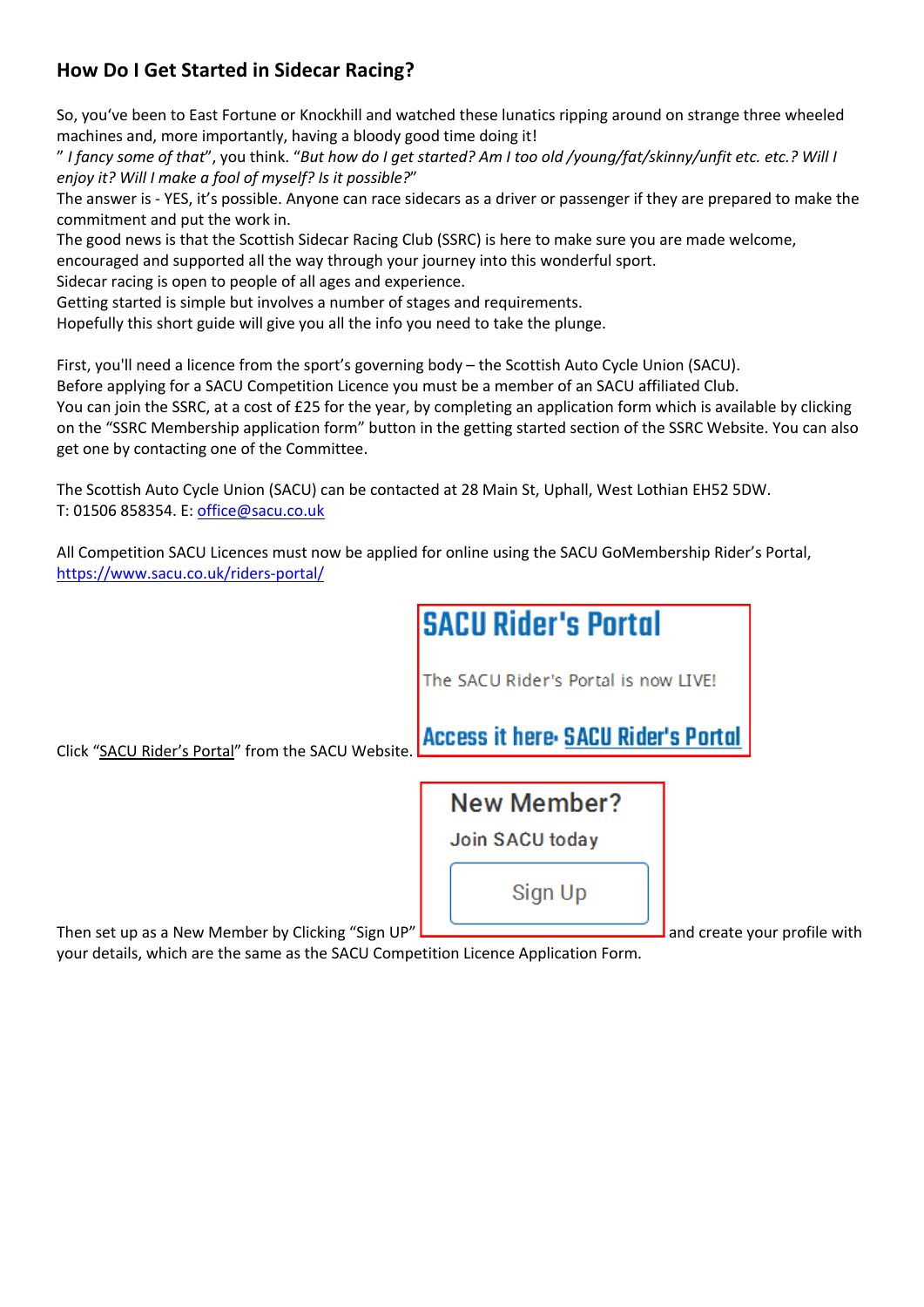## How Do I Get Started in Sidecar Racing?

So, you've been to East Fortune or Knockhill and watched these lunatics ripping around on strange three wheeled machines and, more importantly, having a bloody good time doing it!

" *I fancy some of that*", you think. "*But how do I get started? Am I too old /young/fat/skinny/unfit etc. etc.? Will I enjoy it? Will I make a fool of myself? Is it possible?*"

The answer is - YES, it's possible. Anyone can race sidecars as a driver or passenger if they are prepared to make the commitment and put the work in.

The good news is that the Scottish Sidecar Racing Club (SSRC) is here to make sure you are made welcome, encouraged and supported all the way through your journey into this wonderful sport.

Sidecar racing is open to people of all ages and experience.

Getting started is simple but involves a number of stages and requirements.

Hopefully this short guide will give you all the info you need to take the plunge.

First, you'll need a licence from the sport's governing body – the Scottish Auto Cycle Union (SACU).

Before applying for a SACU Competition Licence you must be a member of an SACU affiliated Club.

You can join the SSRC, at a cost of £25 for the year, by completing an application form which is available by clicking on the "SSRC Membership application form" button in the getting started section of the SSRC Website. You can also get one by contacting one of the Committee.

The Scottish Auto Cycle Union (SACU) can be contacted at 28 Main St, Uphall, West Lothian EH52 5DW.
T: 01506 858354. E: office@sacu.co.uk

All Competition SACU Licences must now be applied for online using the SACU GoMembership Rider's Portal, https://www.sacu.co.uk/riders-portal/

Click "SACU Rider's Portal" from the SACU Website.

**SACU Rider's Portal**

The SACU Rider's Portal is now LIVE!

**Access it here: SACU Rider's Portal**

Then set up as a New Member by Clicking "Sign UP"

**New Member?**

Join SACU today

Sign Up

and create your profile with your details, which are the same as the SACU Competition Licence Application Form.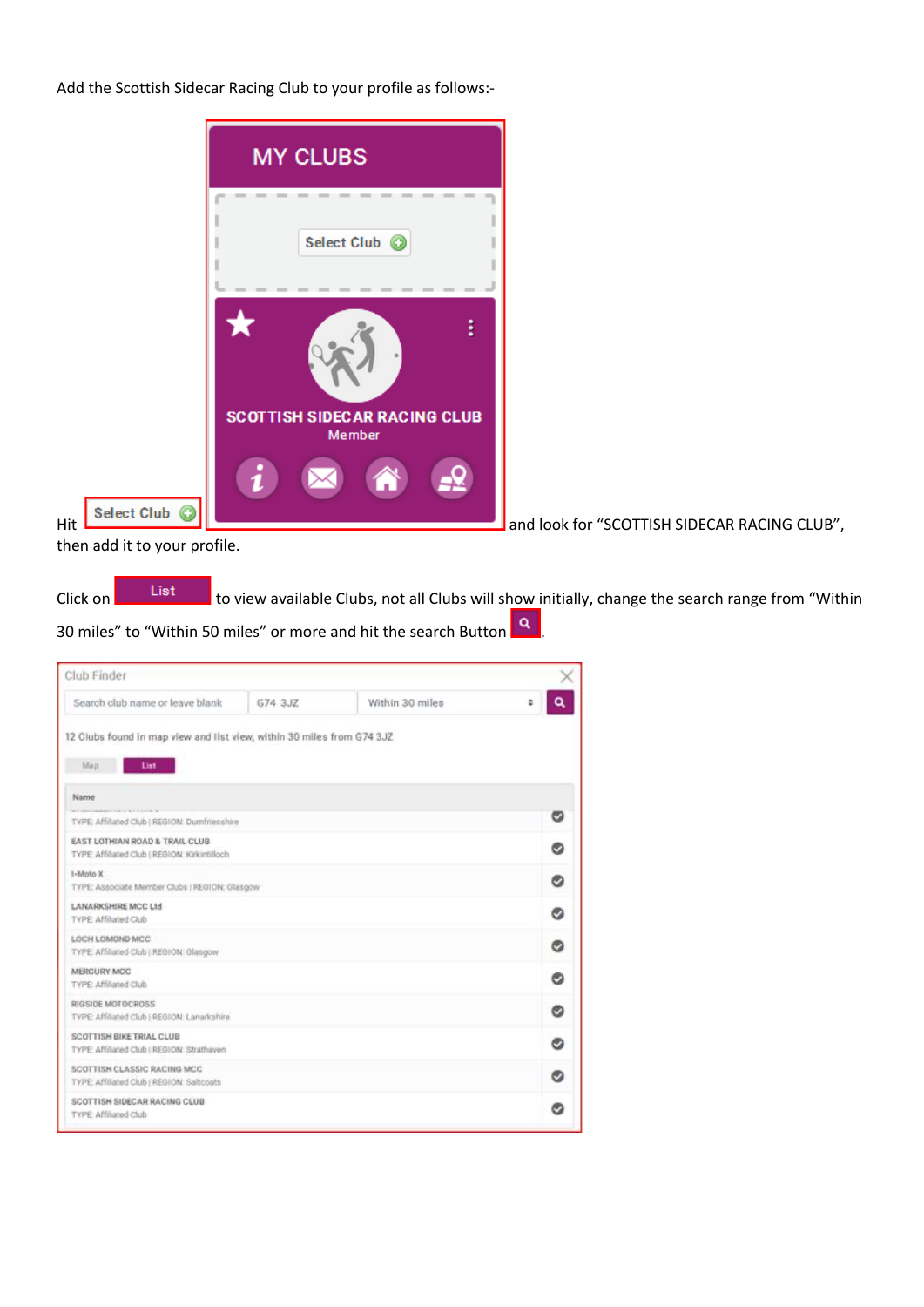Add the Scottish Sidecar Racing Club to your profile as follows:-

Hit Select Club and look for "SCOTTISH SIDECAR RACING CLUB", then add it to your profile.

Click on List to view available Clubs, not all Clubs will show initially, change the search range from "Within 30 miles" to "Within 50 miles" or more and hit the search Button.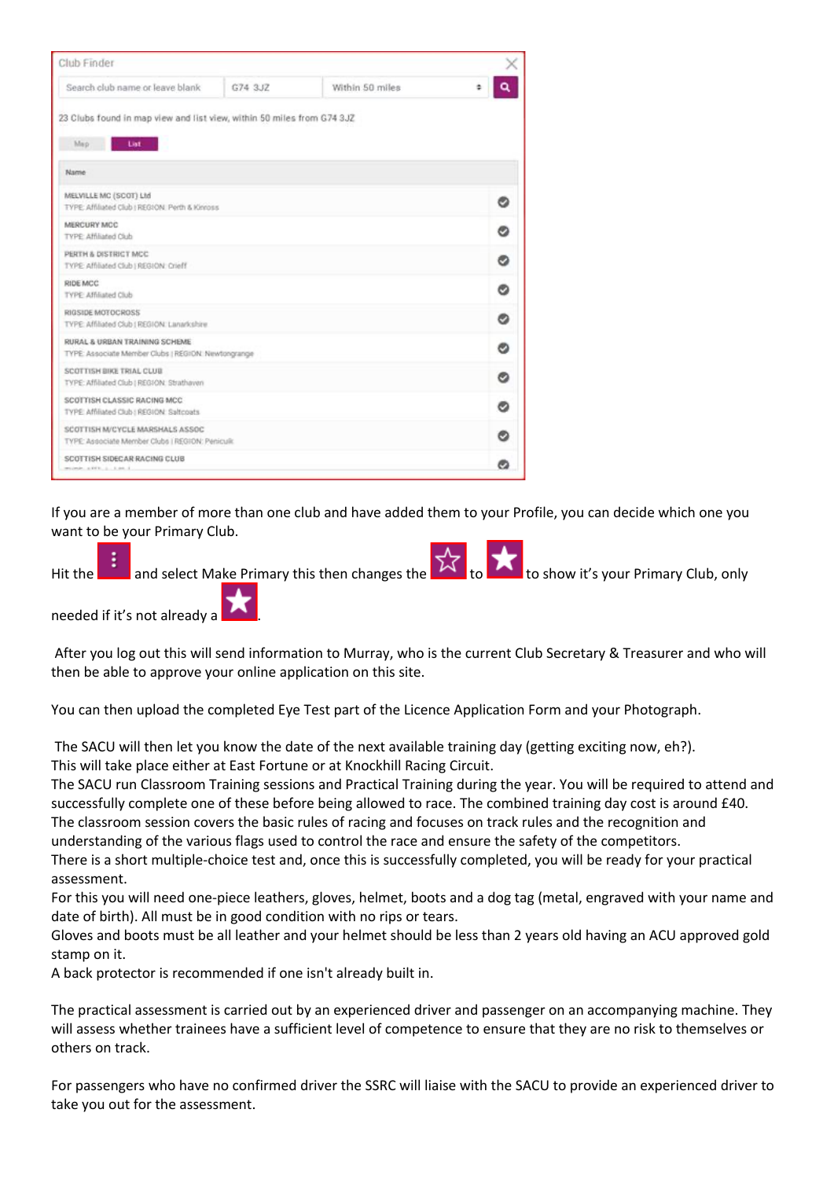Club Finder

Search club name or leave blank | G74 3JZ | Within 50 miles

23 Clubs found in map view and list view, within 50 miles from G74 3JZ

Map | List

| Name |
| --- |
| MELVILLE MC (SCOT) Ltd<br>TYPE: Affiliated Club \| REGION: Perth & Kinross |
| MERCURY MCC<br>TYPE: Affiliated Club |
| PERTH & DISTRICT MCC<br>TYPE: Affiliated Club \| REGION: Crieff |
| RIDE MCC<br>TYPE: Affiliated Club |
| RIGSIDE MOTOCROSS<br>TYPE: Affiliated Club \| REGION: Lanarkshire |
| RURAL & URBAN TRAINING SCHEME<br>TYPE: Associate Member Clubs \| REGION: Newtongrange |
| SCOTTISH BIKE TRIAL CLUB<br>TYPE: Affiliated Club \| REGION: Strathaven |
| SCOTTISH CLASSIC RACING MCC<br>TYPE: Affiliated Club \| REGION: Saltcoats |
| SCOTTISH M/CYCLE MARSHALS ASSOC<br>TYPE: Associate Member Clubs \| REGION: Penicuik |
| SCOTTISH SIDECAR RACING CLUB |

If you are a member of more than one club and have added them to your Profile, you can decide which one you want to be your Primary Club.

Hit the ⋮ and select Make Primary this then changes the ☆ to ★ to show it's your Primary Club, only needed if it's not already a ★.

After you log out this will send information to Murray, who is the current Club Secretary & Treasurer and who will then be able to approve your online application on this site.

You can then upload the completed Eye Test part of the Licence Application Form and your Photograph.

The SACU will then let you know the date of the next available training day (getting exciting now, eh?).
This will take place either at East Fortune or at Knockhill Racing Circuit.
The SACU run Classroom Training sessions and Practical Training during the year. You will be required to attend and successfully complete one of these before being allowed to race. The combined training day cost is around £40.
The classroom session covers the basic rules of racing and focuses on track rules and the recognition and understanding of the various flags used to control the race and ensure the safety of the competitors.
There is a short multiple-choice test and, once this is successfully completed, you will be ready for your practical assessment.
For this you will need one-piece leathers, gloves, helmet, boots and a dog tag (metal, engraved with your name and date of birth). All must be in good condition with no rips or tears.
Gloves and boots must be all leather and your helmet should be less than 2 years old having an ACU approved gold stamp on it.
A back protector is recommended if one isn't already built in.

The practical assessment is carried out by an experienced driver and passenger on an accompanying machine. They will assess whether trainees have a sufficient level of competence to ensure that they are no risk to themselves or others on track.

For passengers who have no confirmed driver the SSRC will liaise with the SACU to provide an experienced driver to take you out for the assessment.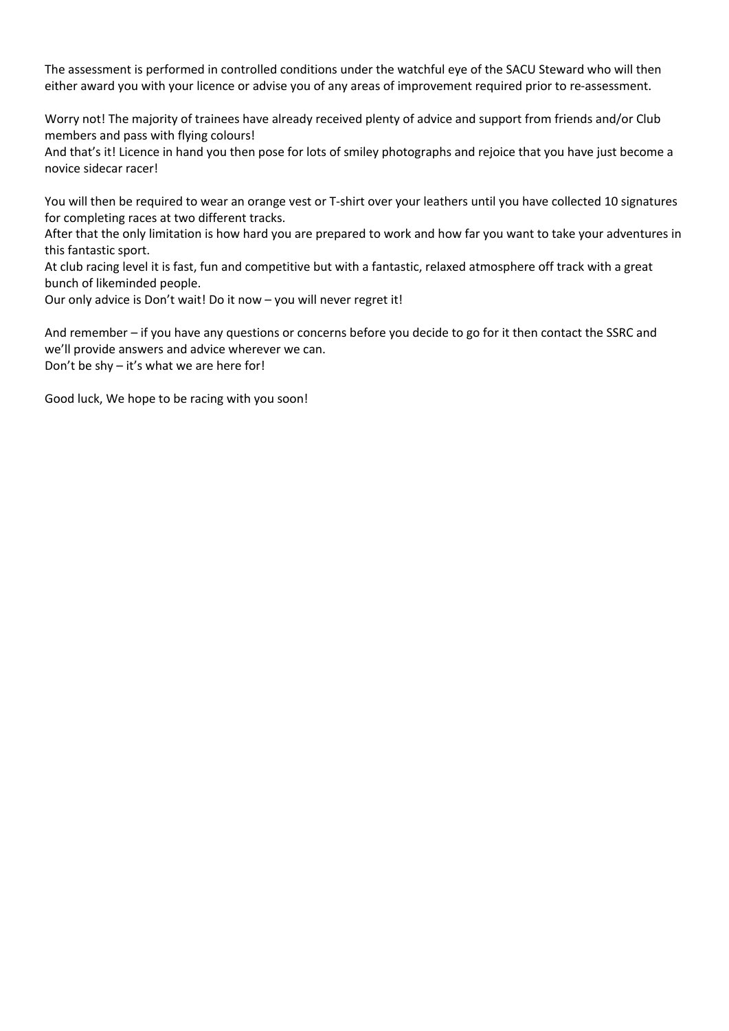The assessment is performed in controlled conditions under the watchful eye of the SACU Steward who will then either award you with your licence or advise you of any areas of improvement required prior to re-assessment.

Worry not! The majority of trainees have already received plenty of advice and support from friends and/or Club members and pass with flying colours!
And that's it! Licence in hand you then pose for lots of smiley photographs and rejoice that you have just become a novice sidecar racer!

You will then be required to wear an orange vest or T-shirt over your leathers until you have collected 10 signatures for completing races at two different tracks.
After that the only limitation is how hard you are prepared to work and how far you want to take your adventures in this fantastic sport.
At club racing level it is fast, fun and competitive but with a fantastic, relaxed atmosphere off track with a great bunch of likeminded people.
Our only advice is Don't wait! Do it now – you will never regret it!

And remember – if you have any questions or concerns before you decide to go for it then contact the SSRC and we'll provide answers and advice wherever we can.
Don't be shy – it's what we are here for!

Good luck, We hope to be racing with you soon!